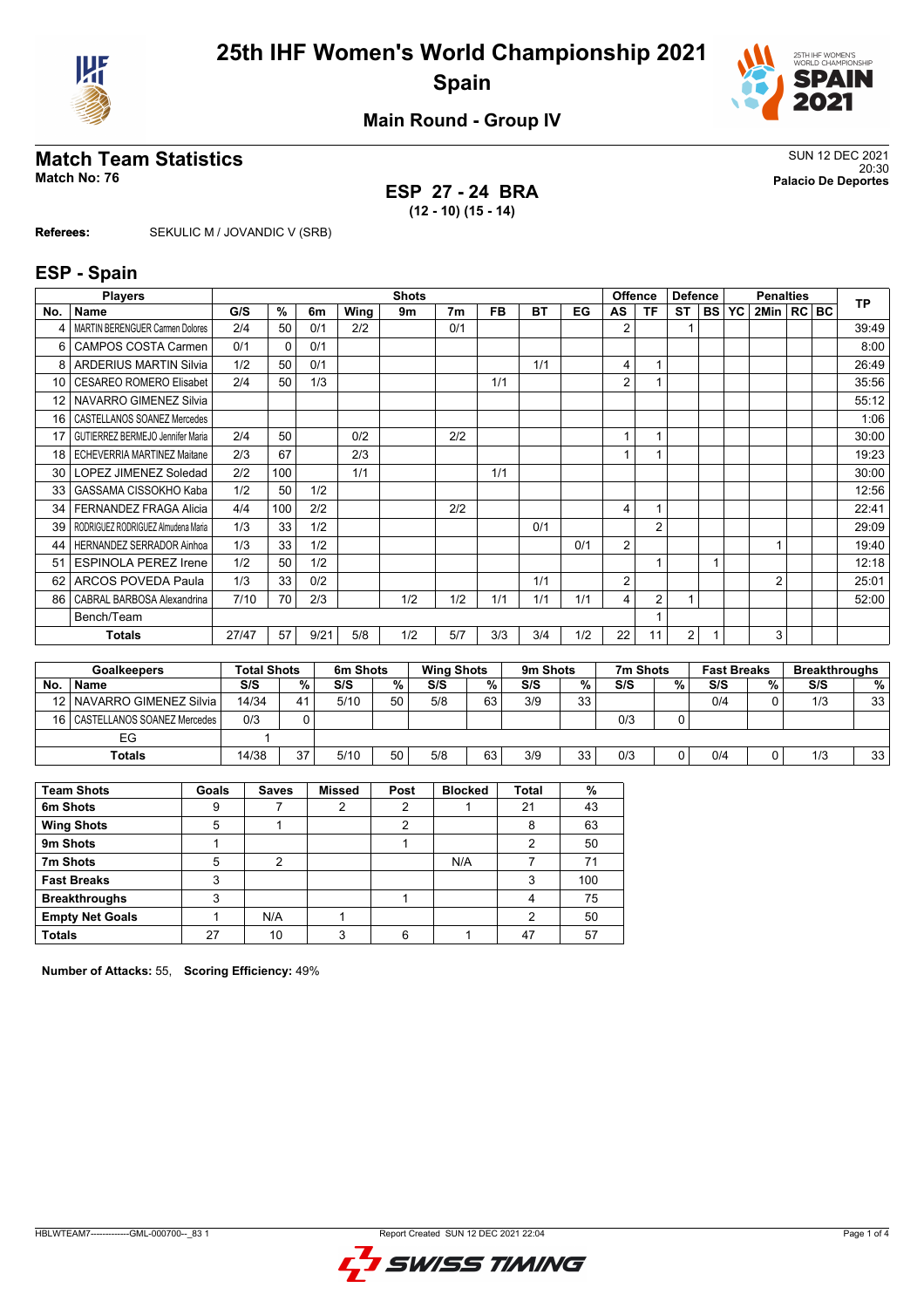# 25th IHF Women's World Championship 2021
# Spain

## Main Round - Group IV

## Match Team Statistics

**Match No: 76**

SUN 12 DEC 2021
20:30
**Palacio De Deportes**

**ESP 27 - 24 BRA**
**(12 - 10) (15 - 14)**

**Referees:** SEKULIC M / JOVANDIC V (SRB)

## ESP - Spain

| No. | Name | G/S | % | 6m | Wing | 9m | 7m | FB | BT | EG | AS | TF | ST | BS | YC | 2Min | RC | BC | TP |
|---|---|---|---|---|---|---|---|---|---|---|---|---|---|---|---|---|---|---|---|
| 4 | MARTIN BERENGUER Carmen Dolores | 2/4 | 50 | 0/1 | 2/2 | | 0/1 | | | | 2 | | 1 | | | | | | 39:49 |
| 6 | CAMPOS COSTA Carmen | 0/1 | 0 | 0/1 | | | | | | | | | | | | | | | 8:00 |
| 8 | ARDERIUS MARTIN Silvia | 1/2 | 50 | 0/1 | | | | | 1/1 | | 4 | 1 | | | | | | | 26:49 |
| 10 | CESAREO ROMERO Elisabet | 2/4 | 50 | 1/3 | | | | 1/1 | | | 2 | 1 | | | | | | | 35:56 |
| 12 | NAVARRO GIMENEZ Silvia | | | | | | | | | | | | | | | | | | 55:12 |
| 16 | CASTELLANOS SOANEZ Mercedes | | | | | | | | | | | | | | | | | | 1:06 |
| 17 | GUTIERREZ BERMEJO Jennifer Maria | 2/4 | 50 | | 0/2 | | 2/2 | | | | 1 | 1 | | | | | | | 30:00 |
| 18 | ECHEVERRIA MARTINEZ Maitane | 2/3 | 67 | | 2/3 | | | | | | 1 | 1 | | | | | | | 19:23 |
| 30 | LOPEZ JIMENEZ Soledad | 2/2 | 100 | | 1/1 | | | 1/1 | | | | | | | | | | | 30:00 |
| 33 | GASSAMA CISSOKHO Kaba | 1/2 | 50 | 1/2 | | | | | | | | | | | | | | | 12:56 |
| 34 | FERNANDEZ FRAGA Alicia | 4/4 | 100 | 2/2 | | | 2/2 | | | | 4 | 1 | | | | | | | 22:41 |
| 39 | RODRIGUEZ RODRIGUEZ Almudena Maria | 1/3 | 33 | 1/2 | | | | | 0/1 | | | 2 | | | | | | | 29:09 |
| 44 | HERNANDEZ SERRADOR Ainhoa | 1/3 | 33 | 1/2 | | | | | | 0/1 | 2 | | | | | 1 | | | 19:40 |
| 51 | ESPINOLA PEREZ Irene | 1/2 | 50 | 1/2 | | | | | | | | 1 | | 1 | | | | | 12:18 |
| 62 | ARCOS POVEDA Paula | 1/3 | 33 | 0/2 | | | | | 1/1 | | 2 | | | | | 2 | | | 25:01 |
| 86 | CABRAL BARBOSA Alexandrina | 7/10 | 70 | 2/3 | | 1/2 | 1/2 | 1/1 | 1/1 | 1/1 | 4 | 2 | 1 | | | | | | 52:00 |
| | Bench/Team | | | | | | | | | | | 1 | | | | | | | |
| | **Totals** | 27/47 | 57 | 9/21 | 5/8 | 1/2 | 5/7 | 3/3 | 3/4 | 1/2 | 22 | 11 | 2 | 1 | | 3 | | | |

| No. | Goalkeepers | Total Shots S/S | % | 6m Shots S/S | % | Wing Shots S/S | % | 9m Shots S/S | % | 7m Shots S/S | % | Fast Breaks S/S | % | Breakthroughs S/S | % |
|---|---|---|---|---|---|---|---|---|---|---|---|---|---|---|---|
| 12 | NAVARRO GIMENEZ Silvia | 14/34 | 41 | 5/10 | 50 | 5/8 | 63 | 3/9 | 33 | | | 0/4 | 0 | 1/3 | 33 |
| 16 | CASTELLANOS SOANEZ Mercedes | 0/3 | 0 | | | | | | | 0/3 | 0 | | | | |
| | EG | 1 | | | | | | | | | | | | | |
| | **Totals** | 14/38 | 37 | 5/10 | 50 | 5/8 | 63 | 3/9 | 33 | 0/3 | 0 | 0/4 | 0 | 1/3 | 33 |

| Team Shots | Goals | Saves | Missed | Post | Blocked | Total | % |
|---|---|---|---|---|---|---|---|
| 6m Shots | 9 | 7 | 2 | 2 | 1 | 21 | 43 |
| Wing Shots | 5 | 1 | | 2 | | 8 | 63 |
| 9m Shots | 1 | | | 1 | | 2 | 50 |
| 7m Shots | 5 | 2 | | | N/A | 7 | 71 |
| Fast Breaks | 3 | | | | | 3 | 100 |
| Breakthroughs | 3 | | | 1 | | 4 | 75 |
| Empty Net Goals | 1 | N/A | 1 | | | 2 | 50 |
| Totals | 27 | 10 | 3 | 6 | 1 | 47 | 57 |

**Number of Attacks:** 55, **Scoring Efficiency:** 49%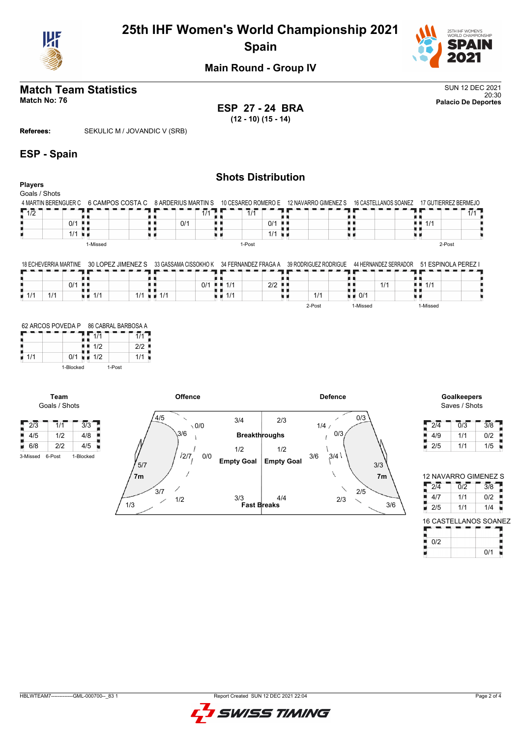# 25th IHF Women's World Championship 2021
## Spain
### Main Round - Group IV

## Match Team Statistics
**Match No: 76**

SUN 12 DEC 2021
20:30
**Palacio De Deportes**

**ESP 27 - 24 BRA**
**(12 - 10) (15 - 14)**

**Referees:** SEKULIC M / JOVANDIC V (SRB)

## ESP - Spain

### Shots Distribution

**Players**
Goals / Shots

**4 MARTIN BERENGUER C**

| | | |
|---|---|---|
| 1/2 | | |
| | 0/1 | |
| | 1/1 | |

1-Missed

**6 CAMPOS COSTA C**

| | | |
|---|---|---|
| | | |
| | | |
| | | |

**8 ARDERIUS MARTIN S**

| | | |
|---|---|---|
| | | 1/1 |
| | 0/1 | |
| | | |

**10 CESAREO ROMERO E**

| | | |
|---|---|---|
| | 1/1 | |
| | | 0/1 |
| | | 1/1 |

1-Post

**12 NAVARRO GIMENEZ S**

| | | |
|---|---|---|
| | | |
| | | |
| | | |

**16 CASTELLANOS SOANEZ**

| | | |
|---|---|---|
| | | |
| | | |
| | | |

**17 GUTIERREZ BERMEJO**

| | | |
|---|---|---|
| | | 1/1 |
| 1/1 | | |
| | | |

2-Post

**18 ECHEVERRIA MARTINE**

| | | |
|---|---|---|
| | | |
| | 0/1 | |
| 1/1 | 1/1 | |

**30 LOPEZ JIMENEZ S**

| | | |
|---|---|---|
| | | |
| | | |
| 1/1 | | 1/1 |

**33 GASSAMA CISSOKHO K**

| | | |
|---|---|---|
| | | |
| | | 0/1 |
| 1/1 | | |

**34 FERNANDEZ FRAGA A**

| | | |
|---|---|---|
| | | |
| 1/1 | | 2/2 |
| 1/1 | | |

**39 RODRIGUEZ RODRIGUE**

| | | |
|---|---|---|
| | | |
| | | |
| | 1/1 | |

2-Post

**44 HERNANDEZ SERRADOR**

| | | |
|---|---|---|
| | | |
| | 1/1 | |
| 0/1 | | |

1-Missed

**51 ESPINOLA PEREZ I**

| | | |
|---|---|---|
| | | |
| 1/1 | | |
| | | |

1-Missed

**62 ARCOS POVEDA P**

| | | |
|---|---|---|
| | | |
| | | |
| 1/1 | | 0/1 |

1-Blocked

**86 CABRAL BARBOSA A**

| | | |
|---|---|---|
| 1/1 | | 1/1 |
| 1/2 | | 2/2 |
| 1/2 | | 1/1 |

1-Post

**Team**
Goals / Shots

| | | |
|---|---|---|
| 2/3 | 1/1 | 3/3 |
| 4/5 | 1/2 | 4/8 |
| 6/8 | 2/2 | 4/5 |

3-Missed 6-Post 1-Blocked

**Offence**

- Left wing: 4/5
- Left 9m: 3/6
- Centre 9m: 2/7
- 6m / 7m area: 5/7 (7m)
- Left 6m: 3/7
- Right 6m: 1/2
- Left corner: 1/3
- 0/0
- 0/0

| | |
|---|---|
| 3/4 | 2/3 |
| **Breakthroughs** | |
| 1/2 | 1/2 |
| **Empty Goal** | **Empty Goal** |
| 3/3 | 4/4 |
| **Fast Breaks** | |

**Defence**

- 0/3
- 1/4
- 0/3
- 3/6
- 3/4
- 3/3 (7m)
- 2/5
- 2/3
- 3/6

**Goalkeepers**
Saves / Shots

| | | |
|---|---|---|
| 2/4 | 0/3 | 3/8 |
| 4/9 | 1/1 | 0/2 |
| 2/5 | 1/1 | 1/5 |

**12 NAVARRO GIMENEZ S**

| | | |
|---|---|---|
| 2/4 | 0/2 | 3/8 |
| 4/7 | 1/1 | 0/2 |
| 2/5 | 1/1 | 1/4 |

**16 CASTELLANOS SOANEZ**

| | | |
|---|---|---|
| | | |
| 0/2 | | |
| | | 0/1 |

HBLWTEAM7-------------GML-000700--_83 1

Report Created SUN 12 DEC 2021 22:04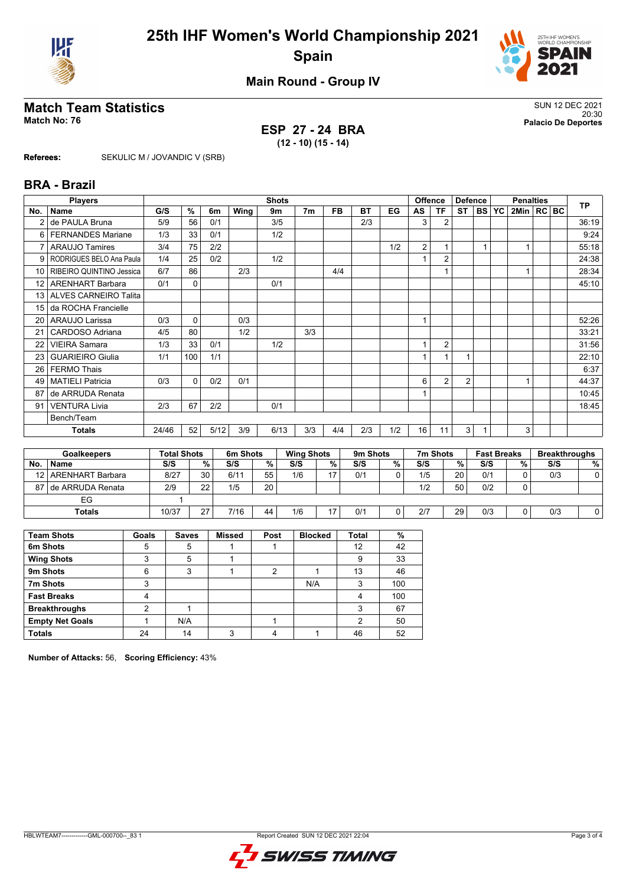# 25th IHF Women's World Championship 2021
## Spain

### Main Round - Group IV

## Match Team Statistics

**Match No: 76**

SUN 12 DEC 2021
20:30
**Palacio De Deportes**

**ESP 27 - 24 BRA**
**(12 - 10) (15 - 14)**

**Referees:** SEKULIC M / JOVANDIC V (SRB)

## BRA - Brazil

| No. | Name | G/S | % | 6m | Wing | 9m | 7m | FB | BT | EG | AS | TF | ST | BS | YC | 2Min | RC | BC | TP |
|---|---|---|---|---|---|---|---|---|---|---|---|---|---|---|---|---|---|---|---|
| 2 | de PAULA Bruna | 5/9 | 56 | 0/1 | | 3/5 | | | 2/3 | | 3 | 2 | | | | | | | 36:19 |
| 6 | FERNANDES Mariane | 1/3 | 33 | 0/1 | | 1/2 | | | | | | | | | | | | | 9:24 |
| 7 | ARAUJO Tamires | 3/4 | 75 | 2/2 | | | | | | 1/2 | 2 | 1 | | 1 | | 1 | | | 55:18 |
| 9 | RODRIGUES BELO Ana Paula | 1/4 | 25 | 0/2 | | 1/2 | | | | | 1 | 2 | | | | | | | 24:38 |
| 10 | RIBEIRO QUINTINO Jessica | 6/7 | 86 | | 2/3 | | | 4/4 | | | | 1 | | | | 1 | | | 28:34 |
| 12 | ARENHART Barbara | 0/1 | 0 | | | 0/1 | | | | | | | | | | | | | 45:10 |
| 13 | ALVES CARNEIRO Talita | | | | | | | | | | | | | | | | | | |
| 15 | da ROCHA Francielle | | | | | | | | | | | | | | | | | | |
| 20 | ARAUJO Larissa | 0/3 | 0 | | 0/3 | | | | | | 1 | | | | | | | | 52:26 |
| 21 | CARDOSO Adriana | 4/5 | 80 | | 1/2 | | 3/3 | | | | | | | | | | | | 33:21 |
| 22 | VIEIRA Samara | 1/3 | 33 | 0/1 | | 1/2 | | | | | 1 | 2 | | | | | | | 31:56 |
| 23 | GUARIEIRO Giulia | 1/1 | 100 | 1/1 | | | | | | | 1 | 1 | 1 | | | | | | 22:10 |
| 26 | FERMO Thais | | | | | | | | | | | | | | | | | | 6:37 |
| 49 | MATIELI Patricia | 0/3 | 0 | 0/2 | 0/1 | | | | | | 6 | 2 | 2 | | | 1 | | | 44:37 |
| 87 | de ARRUDA Renata | | | | | | | | | | 1 | | | | | | | | 10:45 |
| 91 | VENTURA Livia | 2/3 | 67 | 2/2 | | 0/1 | | | | | | | | | | | | | 18:45 |
| | Bench/Team | | | | | | | | | | | | | | | | | | |
| | **Totals** | 24/46 | 52 | 5/12 | 3/9 | 6/13 | 3/3 | 4/4 | 2/3 | 1/2 | 16 | 11 | 3 | 1 | | 3 | | | |

| No. | Goalkeepers | Total Shots S/S | % | 6m Shots S/S | % | Wing Shots S/S | % | 9m Shots S/S | % | 7m Shots S/S | % | Fast Breaks S/S | % | Breakthroughs S/S | % |
|---|---|---|---|---|---|---|---|---|---|---|---|---|---|---|---|
| 12 | ARENHART Barbara | 8/27 | 30 | 6/11 | 55 | 1/6 | 17 | 0/1 | 0 | 1/5 | 20 | 0/1 | 0 | 0/3 | 0 |
| 87 | de ARRUDA Renata | 2/9 | 22 | 1/5 | 20 | | | | | 1/2 | 50 | 0/2 | 0 | | |
| | EG | 1 | | | | | | | | | | | | | |
| | **Totals** | 10/37 | 27 | 7/16 | 44 | 1/6 | 17 | 0/1 | 0 | 2/7 | 29 | 0/3 | 0 | 0/3 | 0 |

| Team Shots | Goals | Saves | Missed | Post | Blocked | Total | % |
|---|---|---|---|---|---|---|---|
| 6m Shots | 5 | 5 | 1 | 1 | | 12 | 42 |
| Wing Shots | 3 | 5 | 1 | | | 9 | 33 |
| 9m Shots | 6 | 3 | 1 | 2 | 1 | 13 | 46 |
| 7m Shots | 3 | | | | N/A | 3 | 100 |
| Fast Breaks | 4 | | | | | 4 | 100 |
| Breakthroughs | 2 | 1 | | | | 3 | 67 |
| Empty Net Goals | 1 | N/A | | 1 | | 2 | 50 |
| **Totals** | 24 | 14 | 3 | 4 | 1 | 46 | 52 |

**Number of Attacks:** 56, **Scoring Efficiency:** 43%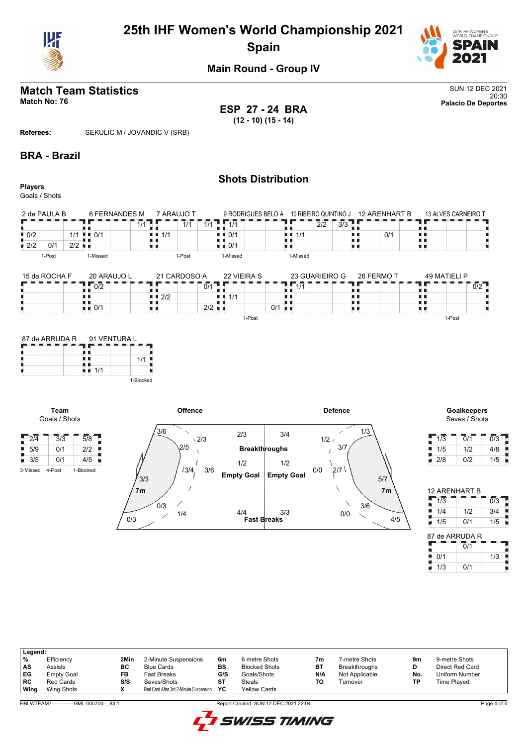# 25th IHF Women's World Championship 2021

# Spain

## Main Round - Group IV

## Match Team Statistics

**Match No: 76**

SUN 12 DEC 2021
20:30
**Palacio De Deportes**

**ESP 27 - 24 BRA**
**(12 - 10) (15 - 14)**

**Referees:** SEKULIC M / JOVANDIC V (SRB)

## BRA - Brazil

### Shots Distribution

**Players**
Goals / Shots

2 de PAULA B
0/2, 1/1, 2/2, 0/1, 2/2
1-Post

6 FERNANDES M
1/1, 0/1
1-Missed

7 ARAUJO T
1/1, 1/1, 1/1
1-Post

9 RODRIGUES BELO A
1/1, 0/1, 0/1
1-Missed

10 RIBEIRO QUINTINO J
2/2, 3/3, 1/1
1-Missed

12 ARENHART B
0/1

13 ALVES CARNEIRO T

15 da ROCHA F

20 ARAUJO L
0/2, 0/1

21 CARDOSO A
0/1, 2/2, 2/2

22 VIEIRA S
1/1, 0/1
1-Post

23 GUARIEIRO G
1/1

26 FERMO T

49 MATIELI P
0/2
1-Post

87 de ARRUDA R

91 VENTURA L
1/1, 1/1
1-Blocked

**Team**
Goals / Shots

| | | |
|---|---|---|
| 2/4 | 3/3 | 5/8 |
| 5/9 | 0/1 | 2/2 |
| 3/5 | 0/1 | 4/5 |

3-Missed 4-Post 1-Blocked

**Offence**

3/6
2/3
2/5
3/4
3/6
3/3
7m
0/3
1/4
0/3

| | |
|---|---|
| 2/3 | 3/4 |
| **Breakthroughs** | |
| 1/2 | 1/2 |
| **Empty Goal** | **Empty Goal** |
| 4/4 | 3/3 |
| **Fast Breaks** | |

**Defence**

1/3
1/2
3/7
0/0
2/7
5/7
7m
3/6
0/0
4/5

**Goalkeepers**
Saves / Shots

| | | |
|---|---|---|
| 1/3 | 0/1 | 0/3 |
| 1/5 | 1/2 | 4/8 |
| 2/8 | 0/2 | 1/5 |

12 ARENHART B

| | | |
|---|---|---|
| 1/3 | | 0/3 |
| 1/4 | 1/2 | 3/4 |
| 1/5 | 0/1 | 1/5 |

87 de ARRUDA R

| | | |
|---|---|---|
| | 0/1 | |
| 0/1 | | 1/3 |
| 1/3 | 0/1 | |

| Legend: | | | | | | | | | |
|---|---|---|---|---|---|---|---|---|---|
| % | Efficiency | 2Min | 2-Minute Suspensions | 6m | 6 metre Shots | 7m | 7-metre Shots | 9m | 9-metre Shots |
| AS | Assists | BC | Blue Cards | BS | Blocked Shots | BT | Breakthroughs | D | Direct Red Card |
| EG | Empty Goal | FB | Fast Breaks | G/S | Goals/Shots | N/A | Not Applicable | No. | Uniform Number |
| RC | Red Cards | S/S | Saves/Shots | ST | Steals | TO | Turnover | TP | Time Played |
| Wing | Wing Shots | X | Red Card After 3rd 2-Minute Suspension | YC | Yellow Cards | | | | |

HBLWTEAM7--------------GML-000700--_83 1    Report Created SUN 12 DEC 2021 22:04